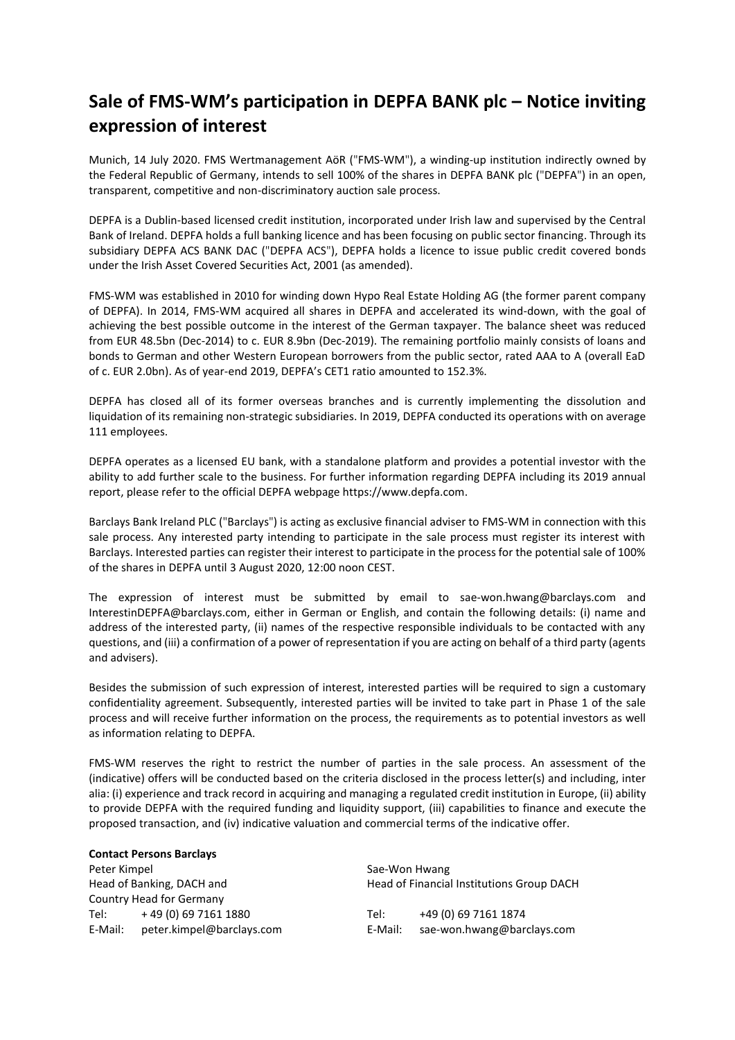# Sale of FMS-WM's participation in DEPFA BANK plc – Notice inviting expression of interest

Munich, 14 July 2020. FMS Wertmanagement AöR ("FMS-WM"), a winding-up institution indirectly owned by the Federal Republic of Germany, intends to sell 100% of the shares in DEPFA BANK plc ("DEPFA") in an open, transparent, competitive and non-discriminatory auction sale process.

DEPFA is a Dublin-based licensed credit institution, incorporated under Irish law and supervised by the Central Bank of Ireland. DEPFA holds a full banking licence and has been focusing on public sector financing. Through its subsidiary DEPFA ACS BANK DAC ("DEPFA ACS"), DEPFA holds a licence to issue public credit covered bonds under the Irish Asset Covered Securities Act, 2001 (as amended).

FMS-WM was established in 2010 for winding down Hypo Real Estate Holding AG (the former parent company of DEPFA). In 2014, FMS-WM acquired all shares in DEPFA and accelerated its wind-down, with the goal of achieving the best possible outcome in the interest of the German taxpayer. The balance sheet was reduced from EUR 48.5bn (Dec-2014) to c. EUR 8.9bn (Dec-2019). The remaining portfolio mainly consists of loans and bonds to German and other Western European borrowers from the public sector, rated AAA to A (overall EaD of c. EUR 2.0bn). As of year-end 2019, DEPFA's CET1 ratio amounted to 152.3%.

DEPFA has closed all of its former overseas branches and is currently implementing the dissolution and liquidation of its remaining non-strategic subsidiaries. In 2019, DEPFA conducted its operations with on average 111 employees.

DEPFA operates as a licensed EU bank, with a standalone platform and provides a potential investor with the ability to add further scale to the business. For further information regarding DEPFA including its 2019 annual report, please refer to the official DEPFA webpage https://www.depfa.com.

Barclays Bank Ireland PLC ("Barclays") is acting as exclusive financial adviser to FMS-WM in connection with this sale process. Any interested party intending to participate in the sale process must register its interest with Barclays. Interested parties can register their interest to participate in the process for the potential sale of 100% of the shares in DEPFA until 3 August 2020, 12:00 noon CEST.

The expression of interest must be submitted by email to sae-won.hwang@barclays.com and InterestinDEPFA@barclays.com, either in German or English, and contain the following details: (i) name and address of the interested party, (ii) names of the respective responsible individuals to be contacted with any questions, and (iii) a confirmation of a power of representation if you are acting on behalf of a third party (agents and advisers).

Besides the submission of such expression of interest, interested parties will be required to sign a customary confidentiality agreement. Subsequently, interested parties will be invited to take part in Phase 1 of the sale process and will receive further information on the process, the requirements as to potential investors as well as information relating to DEPFA.

FMS-WM reserves the right to restrict the number of parties in the sale process. An assessment of the (indicative) offers will be conducted based on the criteria disclosed in the process letter(s) and including, inter alia: (i) experience and track record in acquiring and managing a regulated credit institution in Europe, (ii) ability to provide DEPFA with the required funding and liquidity support, (iii) capabilities to finance and execute the proposed transaction, and (iv) indicative valuation and commercial terms of the indicative offer.

**Contact Persons Barclays**

Peter Kimpel
Head of Banking, DACH and
Country Head for Germany
Tel: + 49 (0) 69 7161 1880
E-Mail: peter.kimpel@barclays.com

Sae-Won Hwang
Head of Financial Institutions Group DACH
Tel: +49 (0) 69 7161 1874
E-Mail: sae-won.hwang@barclays.com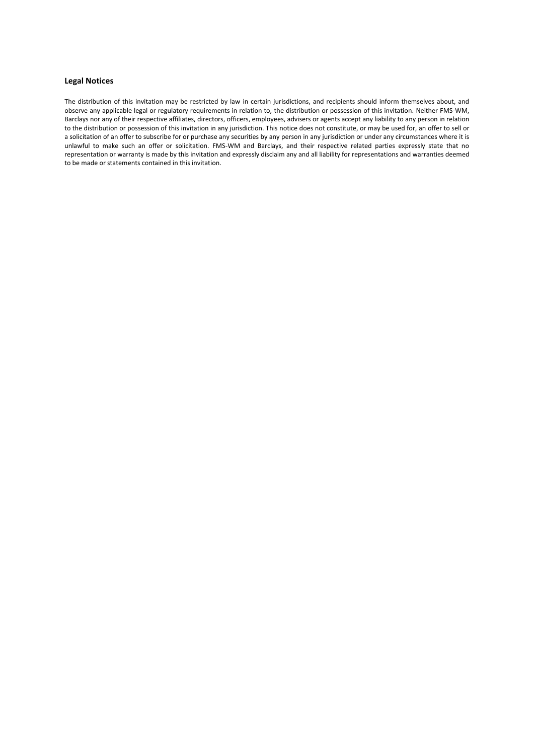## Legal Notices

The distribution of this invitation may be restricted by law in certain jurisdictions, and recipients should inform themselves about, and observe any applicable legal or regulatory requirements in relation to, the distribution or possession of this invitation. Neither FMS-WM, Barclays nor any of their respective affiliates, directors, officers, employees, advisers or agents accept any liability to any person in relation to the distribution or possession of this invitation in any jurisdiction. This notice does not constitute, or may be used for, an offer to sell or a solicitation of an offer to subscribe for or purchase any securities by any person in any jurisdiction or under any circumstances where it is unlawful to make such an offer or solicitation. FMS-WM and Barclays, and their respective related parties expressly state that no representation or warranty is made by this invitation and expressly disclaim any and all liability for representations and warranties deemed to be made or statements contained in this invitation.